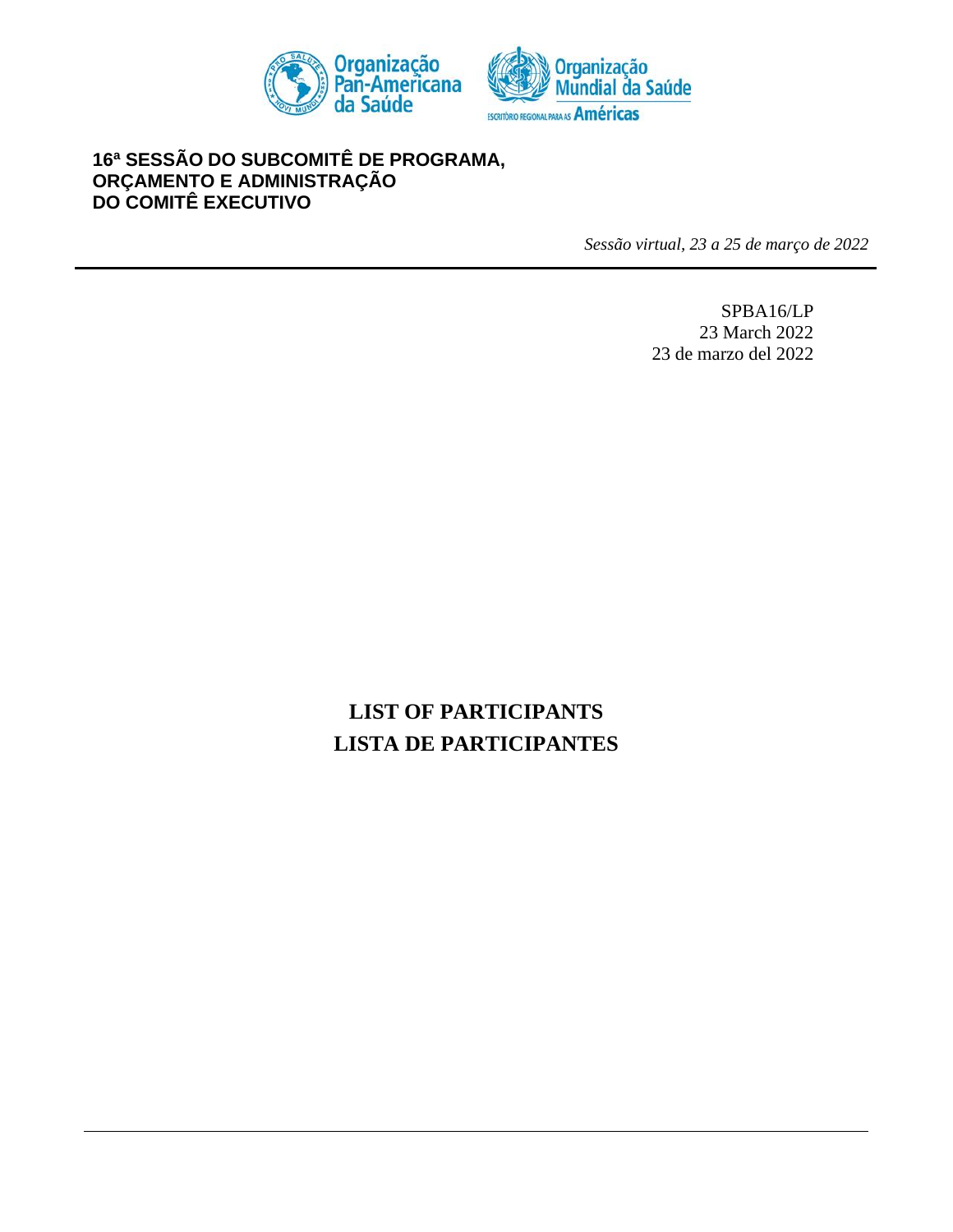Organização Pan-Americana da Saúde

Organização Mundial da Saúde
ESCRITÓRIO REGIONAL PARA AS Américas

**16ª SESSÃO DO SUBCOMITÊ DE PROGRAMA, ORÇAMENTO E ADMINISTRAÇÃO DO COMITÊ EXECUTIVO**

*Sessão virtual, 23 a 25 de março de 2022*

SPBA16/LP
23 March 2022
23 de marzo del 2022

# LIST OF PARTICIPANTS
# LISTA DE PARTICIPANTES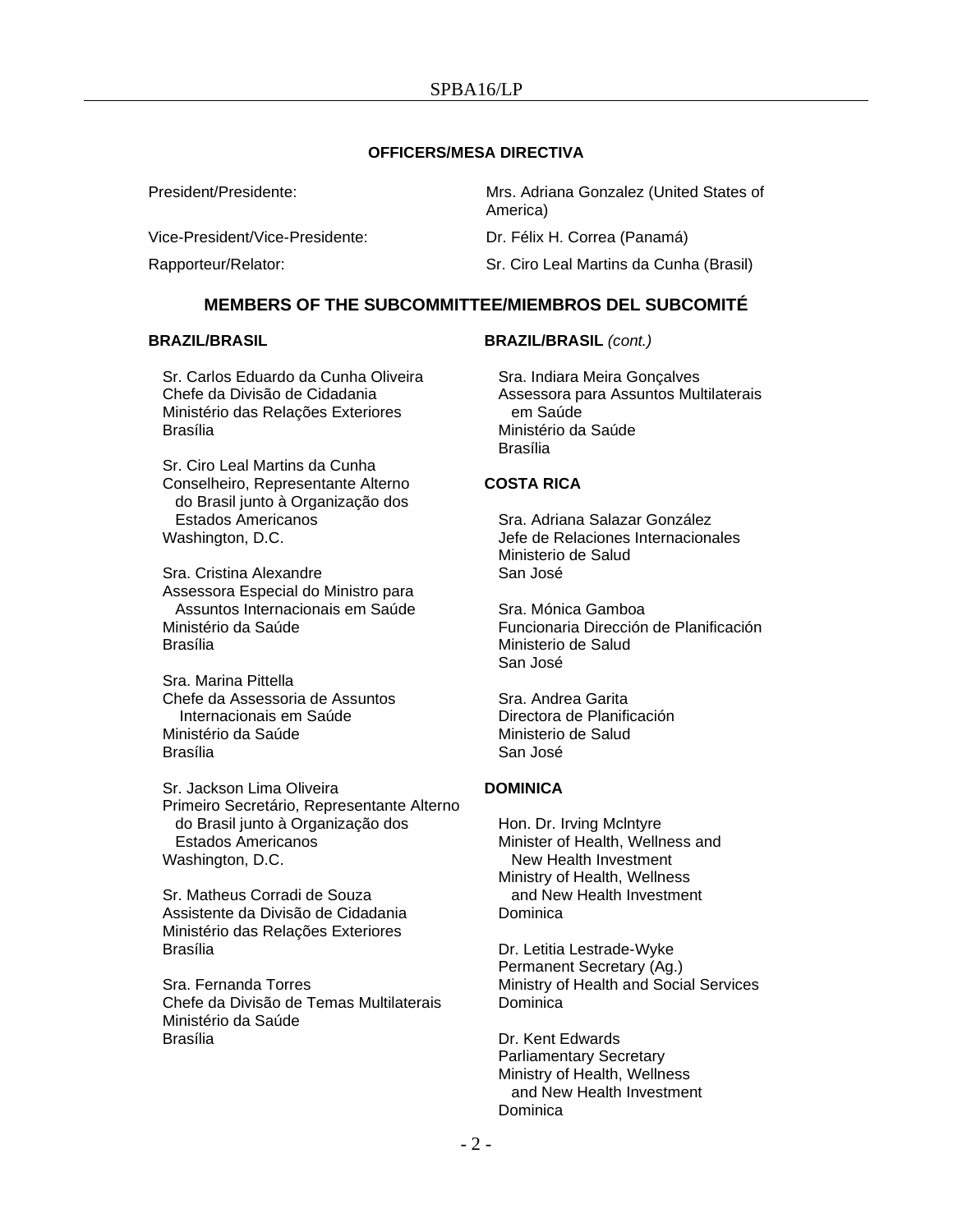**OFFICERS/MESA DIRECTIVA**

| | |
|---|---|
| President/Presidente: | Mrs. Adriana Gonzalez (United States of America) |
| Vice-President/Vice-Presidente: | Dr. Félix H. Correa (Panamá) |
| Rapporteur/Relator: | Sr. Ciro Leal Martins da Cunha (Brasil) |

## MEMBERS OF THE SUBCOMMITTEE/MIEMBROS DEL SUBCOMITÉ

**BRAZIL/BRASIL**

Sr. Carlos Eduardo da Cunha Oliveira
Chefe da Divisão de Cidadania
Ministério das Relações Exteriores
Brasília

Sr. Ciro Leal Martins da Cunha
Conselheiro, Representante Alterno do Brasil junto à Organização dos Estados Americanos
Washington, D.C.

Sra. Cristina Alexandre
Assessora Especial do Ministro para Assuntos Internacionais em Saúde
Ministério da Saúde
Brasília

Sra. Marina Pittella
Chefe da Assessoria de Assuntos Internacionais em Saúde
Ministério da Saúde
Brasília

Sr. Jackson Lima Oliveira
Primeiro Secretário, Representante Alterno do Brasil junto à Organização dos Estados Americanos
Washington, D.C.

Sr. Matheus Corradi de Souza
Assistente da Divisão de Cidadania
Ministério das Relações Exteriores
Brasília

Sra. Fernanda Torres
Chefe da Divisão de Temas Multilaterais
Ministério da Saúde
Brasília

**BRAZIL/BRASIL** *(cont.)*

Sra. Indiara Meira Gonçalves
Assessora para Assuntos Multilaterais em Saúde
Ministério da Saúde
Brasília

**COSTA RICA**

Sra. Adriana Salazar González
Jefe de Relaciones Internacionales
Ministerio de Salud
San José

Sra. Mónica Gamboa
Funcionaria Dirección de Planificación
Ministerio de Salud
San José

Sra. Andrea Garita
Directora de Planificación
Ministerio de Salud
San José

**DOMINICA**

Hon. Dr. Irving McIntyre
Minister of Health, Wellness and New Health Investment
Ministry of Health, Wellness and New Health Investment
Dominica

Dr. Letitia Lestrade-Wyke
Permanent Secretary (Ag.)
Ministry of Health and Social Services
Dominica

Dr. Kent Edwards
Parliamentary Secretary
Ministry of Health, Wellness and New Health Investment
Dominica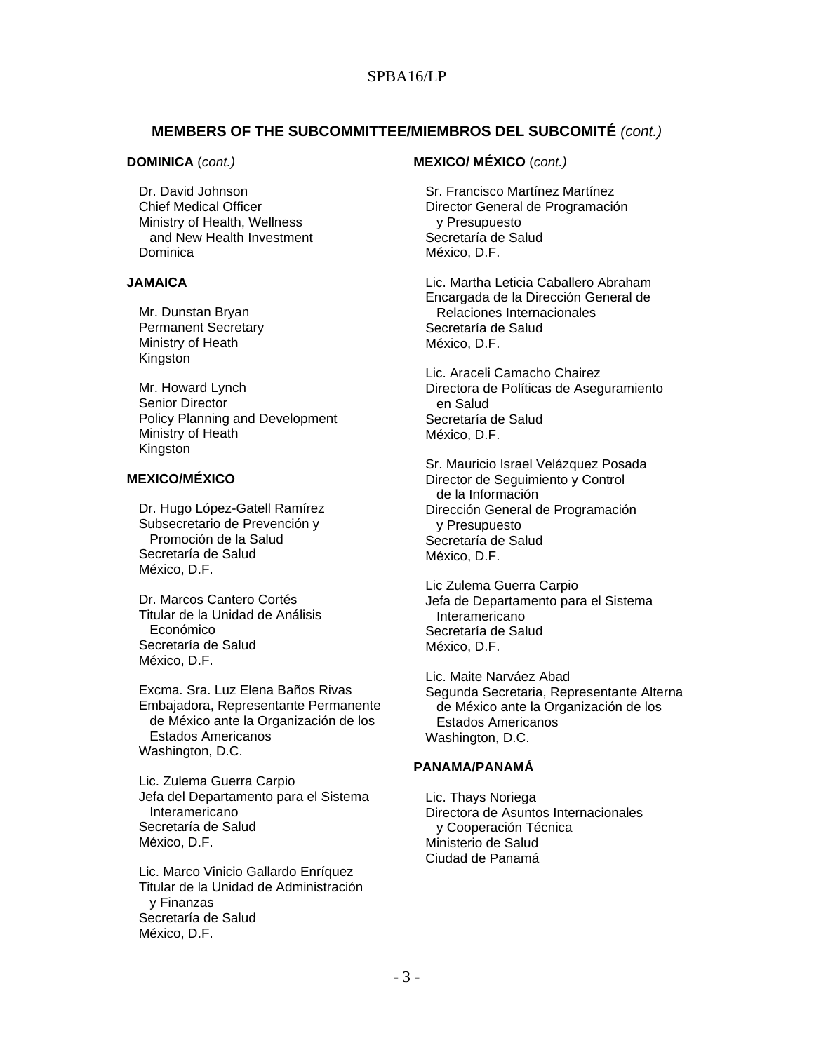## MEMBERS OF THE SUBCOMMITTEE/MIEMBROS DEL SUBCOMITÉ *(cont.)*

**DOMINICA** (*cont.)*

Dr. David Johnson
Chief Medical Officer
Ministry of Health, Wellness
and New Health Investment
Dominica

**JAMAICA**

Mr. Dunstan Bryan
Permanent Secretary
Ministry of Heath
Kingston

Mr. Howard Lynch
Senior Director
Policy Planning and Development
Ministry of Heath
Kingston

**MEXICO/MÉXICO**

Dr. Hugo López-Gatell Ramírez
Subsecretario de Prevención y
Promoción de la Salud
Secretaría de Salud
México, D.F.

Dr. Marcos Cantero Cortés
Titular de la Unidad de Análisis
Económico
Secretaría de Salud
México, D.F.

Excma. Sra. Luz Elena Baños Rivas
Embajadora, Representante Permanente
de México ante la Organización de los
Estados Americanos
Washington, D.C.

Lic. Zulema Guerra Carpio
Jefa del Departamento para el Sistema
Interamericano
Secretaría de Salud
México, D.F.

Lic. Marco Vinicio Gallardo Enríquez
Titular de la Unidad de Administración
y Finanzas
Secretaría de Salud
México, D.F.

**MEXICO/ MÉXICO** (*cont.)*

Sr. Francisco Martínez Martínez
Director General de Programación
y Presupuesto
Secretaría de Salud
México, D.F.

Lic. Martha Leticia Caballero Abraham
Encargada de la Dirección General de
Relaciones Internacionales
Secretaría de Salud
México, D.F.

Lic. Araceli Camacho Chairez
Directora de Políticas de Aseguramiento
en Salud
Secretaría de Salud
México, D.F.

Sr. Mauricio Israel Velázquez Posada
Director de Seguimiento y Control
de la Información
Dirección General de Programación
y Presupuesto
Secretaría de Salud
México, D.F.

Lic Zulema Guerra Carpio
Jefa de Departamento para el Sistema
Interamericano
Secretaría de Salud
México, D.F.

Lic. Maite Narváez Abad
Segunda Secretaria, Representante Alterna
de México ante la Organización de los
Estados Americanos
Washington, D.C.

**PANAMA/PANAMÁ**

Lic. Thays Noriega
Directora de Asuntos Internacionales
y Cooperación Técnica
Ministerio de Salud
Ciudad de Panamá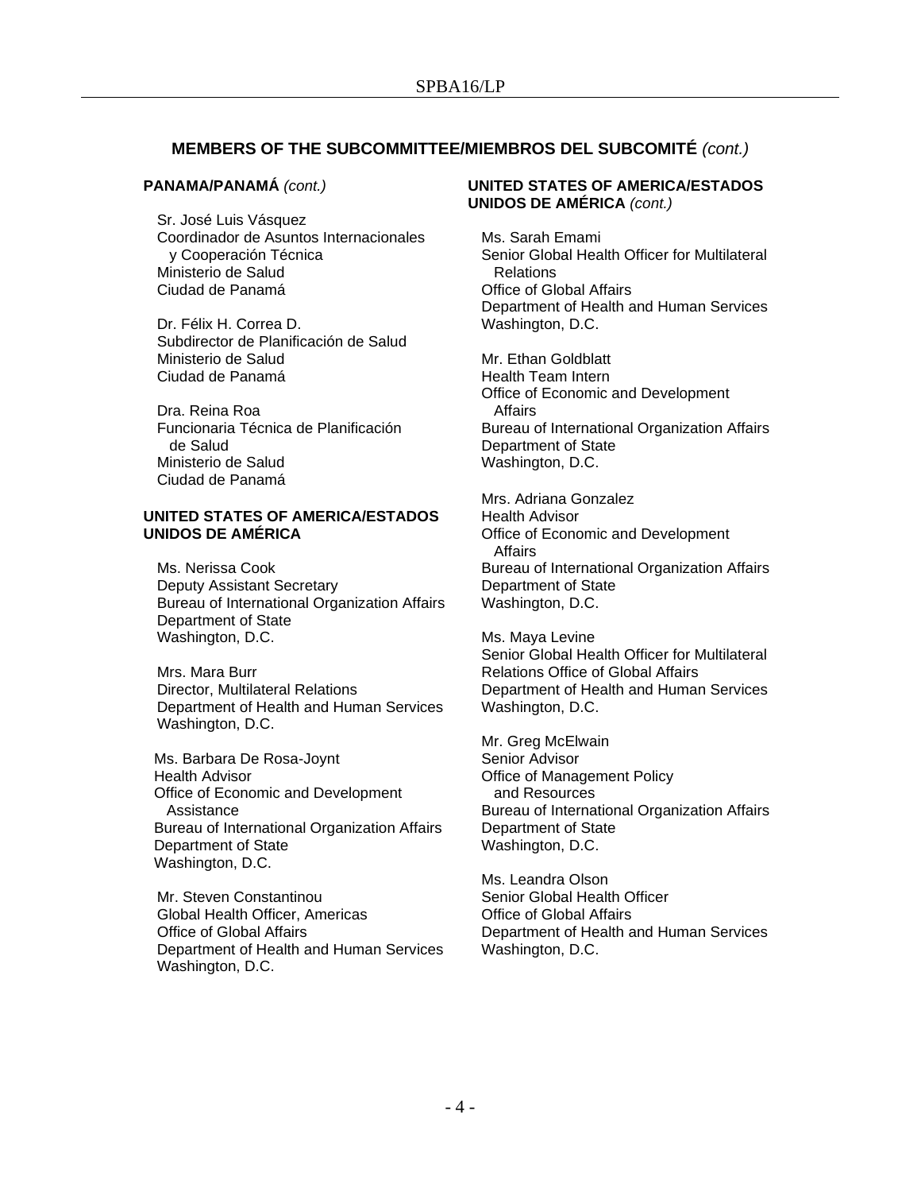## MEMBERS OF THE SUBCOMMITTEE/MIEMBROS DEL SUBCOMITÉ *(cont.)*

**PANAMA/PANAMÁ** *(cont.)*

Sr. José Luis Vásquez
Coordinador de Asuntos Internacionales y Cooperación Técnica
Ministerio de Salud
Ciudad de Panamá

Dr. Félix H. Correa D.
Subdirector de Planificación de Salud
Ministerio de Salud
Ciudad de Panamá

Dra. Reina Roa
Funcionaria Técnica de Planificación de Salud
Ministerio de Salud
Ciudad de Panamá

**UNITED STATES OF AMERICA/ESTADOS UNIDOS DE AMÉRICA**

Ms. Nerissa Cook
Deputy Assistant Secretary
Bureau of International Organization Affairs
Department of State
Washington, D.C.

Mrs. Mara Burr
Director, Multilateral Relations
Department of Health and Human Services
Washington, D.C.

Ms. Barbara De Rosa-Joynt
Health Advisor
Office of Economic and Development Assistance
Bureau of International Organization Affairs
Department of State
Washington, D.C.

Mr. Steven Constantinou
Global Health Officer, Americas
Office of Global Affairs
Department of Health and Human Services
Washington, D.C.

**UNITED STATES OF AMERICA/ESTADOS UNIDOS DE AMÉRICA** *(cont.)*

Ms. Sarah Emami
Senior Global Health Officer for Multilateral Relations
Office of Global Affairs
Department of Health and Human Services
Washington, D.C.

Mr. Ethan Goldblatt
Health Team Intern
Office of Economic and Development Affairs
Bureau of International Organization Affairs
Department of State
Washington, D.C.

Mrs. Adriana Gonzalez
Health Advisor
Office of Economic and Development Affairs
Bureau of International Organization Affairs
Department of State
Washington, D.C.

Ms. Maya Levine
Senior Global Health Officer for Multilateral Relations Office of Global Affairs
Department of Health and Human Services
Washington, D.C.

Mr. Greg McElwain
Senior Advisor
Office of Management Policy and Resources
Bureau of International Organization Affairs
Department of State
Washington, D.C.

Ms. Leandra Olson
Senior Global Health Officer
Office of Global Affairs
Department of Health and Human Services
Washington, D.C.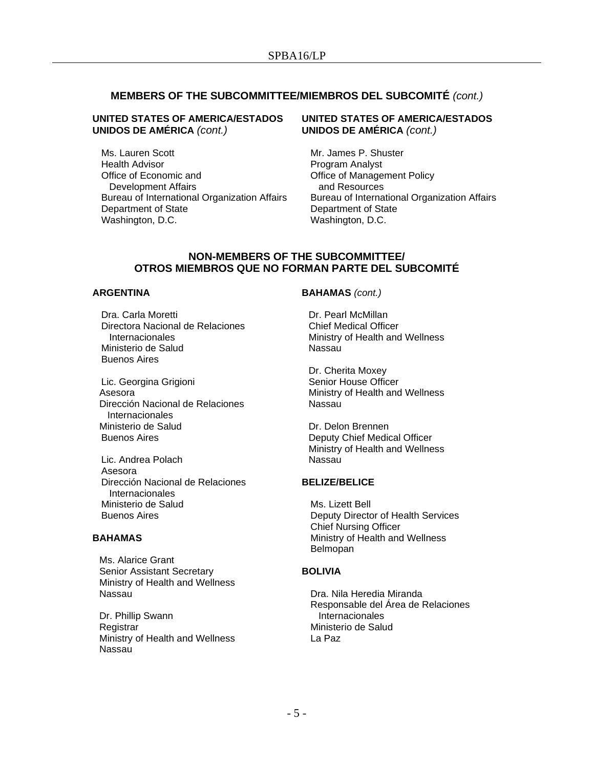## MEMBERS OF THE SUBCOMMITTEE/MIEMBROS DEL SUBCOMITÉ *(cont.)*

**UNITED STATES OF AMERICA/ESTADOS UNIDOS DE AMÉRICA** *(cont.)*

Ms. Lauren Scott
Health Advisor
Office of Economic and
Development Affairs
Bureau of International Organization Affairs
Department of State
Washington, D.C.

Mr. James P. Shuster
Program Analyst
Office of Management Policy
and Resources
Bureau of International Organization Affairs
Department of State
Washington, D.C.

## NON-MEMBERS OF THE SUBCOMMITTEE/ OTROS MIEMBROS QUE NO FORMAN PARTE DEL SUBCOMITÉ

**ARGENTINA**

Dra. Carla Moretti
Directora Nacional de Relaciones
Internacionales
Ministerio de Salud
Buenos Aires

Lic. Georgina Grigioni
Asesora
Dirección Nacional de Relaciones
Internacionales
Ministerio de Salud
Buenos Aires

Lic. Andrea Polach
Asesora
Dirección Nacional de Relaciones
Internacionales
Ministerio de Salud
Buenos Aires

**BAHAMAS**

Ms. Alarice Grant
Senior Assistant Secretary
Ministry of Health and Wellness
Nassau

Dr. Phillip Swann
Registrar
Ministry of Health and Wellness
Nassau

**BAHAMAS** *(cont.)*

Dr. Pearl McMillan
Chief Medical Officer
Ministry of Health and Wellness
Nassau

Dr. Cherita Moxey
Senior House Officer
Ministry of Health and Wellness
Nassau

Dr. Delon Brennen
Deputy Chief Medical Officer
Ministry of Health and Wellness
Nassau

**BELIZE/BELICE**

Ms. Lizett Bell
Deputy Director of Health Services
Chief Nursing Officer
Ministry of Health and Wellness
Belmopan

**BOLIVIA**

Dra. Nila Heredia Miranda
Responsable del Área de Relaciones
Internacionales
Ministerio de Salud
La Paz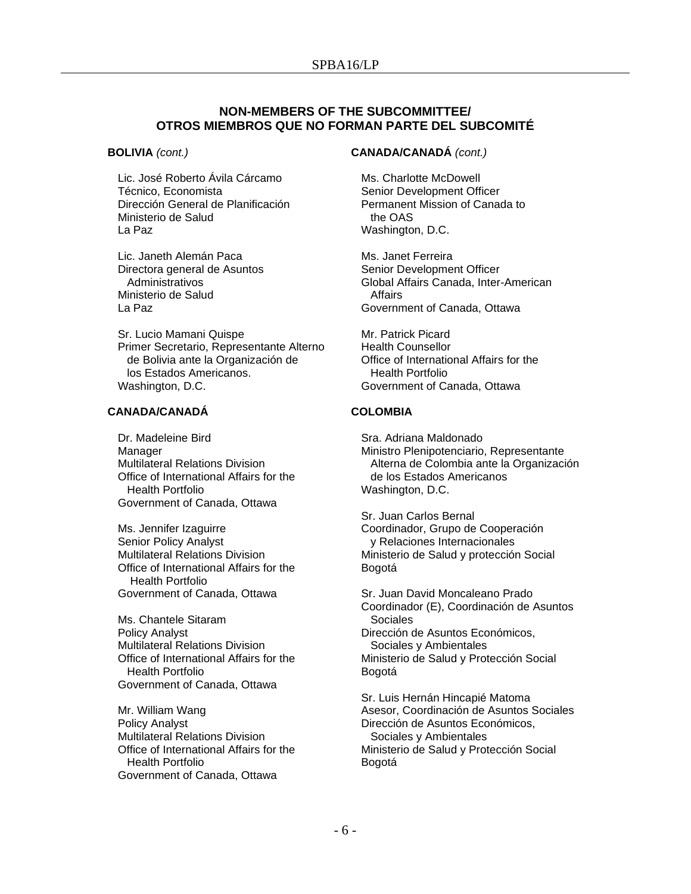## NON-MEMBERS OF THE SUBCOMMITTEE/ OTROS MIEMBROS QUE NO FORMAN PARTE DEL SUBCOMITÉ

**BOLIVIA** *(cont.)*

Lic. José Roberto Ávila Cárcamo
Técnico, Economista
Dirección General de Planificación
Ministerio de Salud
La Paz

Lic. Janeth Alemán Paca
Directora general de Asuntos Administrativos
Ministerio de Salud
La Paz

Sr. Lucio Mamani Quispe
Primer Secretario, Representante Alterno de Bolivia ante la Organización de los Estados Americanos.
Washington, D.C.

**CANADA/CANADÁ**

Dr. Madeleine Bird
Manager
Multilateral Relations Division
Office of International Affairs for the Health Portfolio
Government of Canada, Ottawa

Ms. Jennifer Izaguirre
Senior Policy Analyst
Multilateral Relations Division
Office of International Affairs for the Health Portfolio
Government of Canada, Ottawa

Ms. Chantele Sitaram
Policy Analyst
Multilateral Relations Division
Office of International Affairs for the Health Portfolio
Government of Canada, Ottawa

Mr. William Wang
Policy Analyst
Multilateral Relations Division
Office of International Affairs for the Health Portfolio
Government of Canada, Ottawa

**CANADA/CANADÁ** *(cont.)*

Ms. Charlotte McDowell
Senior Development Officer
Permanent Mission of Canada to the OAS
Washington, D.C.

Ms. Janet Ferreira
Senior Development Officer
Global Affairs Canada, Inter-American Affairs
Government of Canada, Ottawa

Mr. Patrick Picard
Health Counsellor
Office of International Affairs for the Health Portfolio
Government of Canada, Ottawa

**COLOMBIA**

Sra. Adriana Maldonado
Ministro Plenipotenciario, Representante Alterna de Colombia ante la Organización de los Estados Americanos
Washington, D.C.

Sr. Juan Carlos Bernal
Coordinador, Grupo de Cooperación y Relaciones Internacionales
Ministerio de Salud y protección Social
Bogotá

Sr. Juan David Moncaleano Prado
Coordinador (E), Coordinación de Asuntos Sociales
Dirección de Asuntos Económicos, Sociales y Ambientales
Ministerio de Salud y Protección Social
Bogotá

Sr. Luis Hernán Hincapié Matoma
Asesor, Coordinación de Asuntos Sociales
Dirección de Asuntos Económicos, Sociales y Ambientales
Ministerio de Salud y Protección Social
Bogotá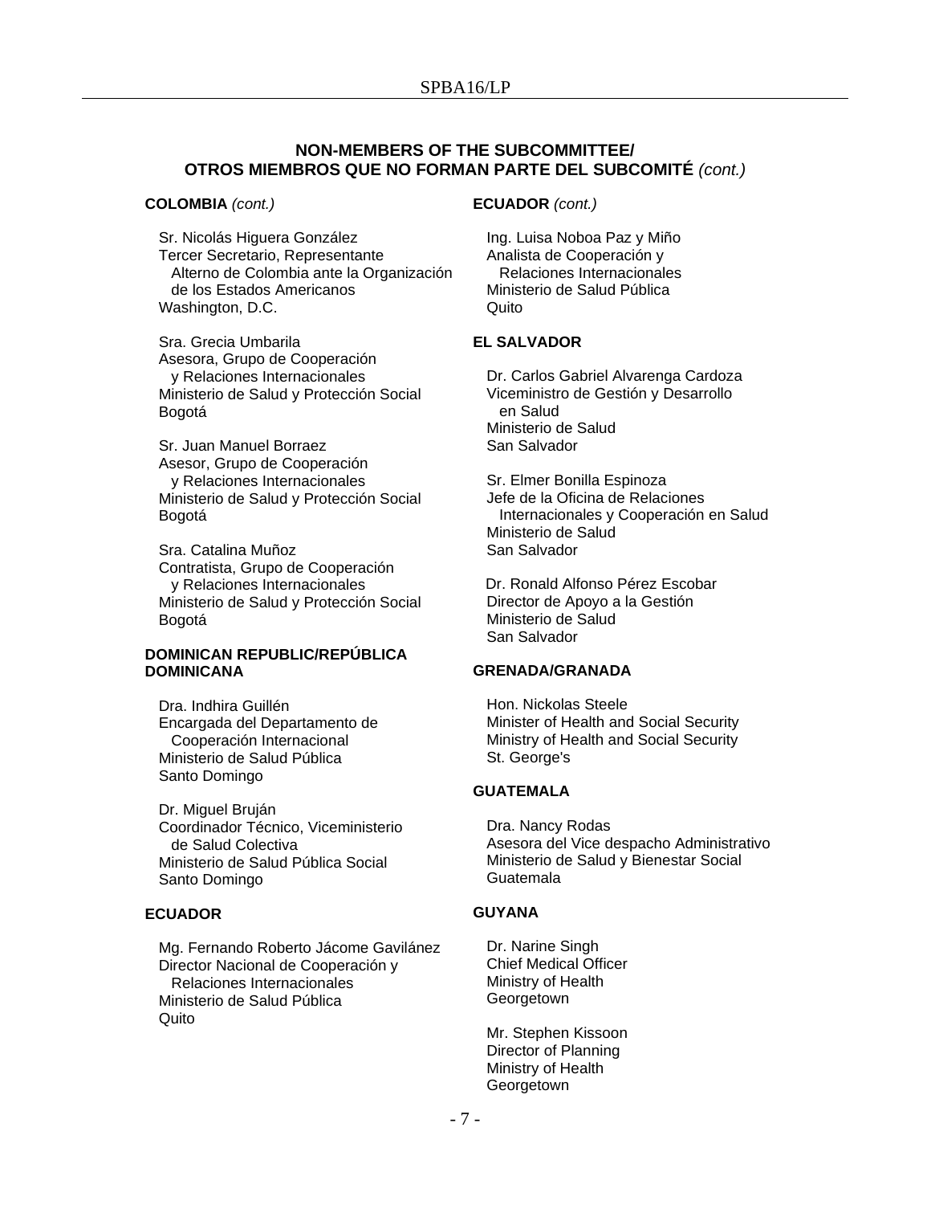## NON-MEMBERS OF THE SUBCOMMITTEE/ OTROS MIEMBROS QUE NO FORMAN PARTE DEL SUBCOMITÉ *(cont.)*

**COLOMBIA** *(cont.)*

Sr. Nicolás Higuera González
Tercer Secretario, Representante
Alterno de Colombia ante la Organización de los Estados Americanos
Washington, D.C.

Sra. Grecia Umbarila
Asesora, Grupo de Cooperación y Relaciones Internacionales
Ministerio de Salud y Protección Social
Bogotá

Sr. Juan Manuel Borraez
Asesor, Grupo de Cooperación y Relaciones Internacionales
Ministerio de Salud y Protección Social
Bogotá

Sra. Catalina Muñoz
Contratista, Grupo de Cooperación y Relaciones Internacionales
Ministerio de Salud y Protección Social
Bogotá

**DOMINICAN REPUBLIC/REPÚBLICA DOMINICANA**

Dra. Indhira Guillén
Encargada del Departamento de Cooperación Internacional
Ministerio de Salud Pública
Santo Domingo

Dr. Miguel Bruján
Coordinador Técnico, Viceministerio de Salud Colectiva
Ministerio de Salud Pública Social
Santo Domingo

**ECUADOR**

Mg. Fernando Roberto Jácome Gavilánez
Director Nacional de Cooperación y Relaciones Internacionales
Ministerio de Salud Pública
Quito

**ECUADOR** *(cont.)*

Ing. Luisa Noboa Paz y Miño
Analista de Cooperación y Relaciones Internacionales
Ministerio de Salud Pública
Quito

**EL SALVADOR**

Dr. Carlos Gabriel Alvarenga Cardoza
Viceministro de Gestión y Desarrollo en Salud
Ministerio de Salud
San Salvador

Sr. Elmer Bonilla Espinoza
Jefe de la Oficina de Relaciones Internacionales y Cooperación en Salud
Ministerio de Salud
San Salvador

Dr. Ronald Alfonso Pérez Escobar
Director de Apoyo a la Gestión
Ministerio de Salud
San Salvador

**GRENADA/GRANADA**

Hon. Nickolas Steele
Minister of Health and Social Security
Ministry of Health and Social Security
St. George's

**GUATEMALA**

Dra. Nancy Rodas
Asesora del Vice despacho Administrativo
Ministerio de Salud y Bienestar Social
Guatemala

**GUYANA**

Dr. Narine Singh
Chief Medical Officer
Ministry of Health
Georgetown

Mr. Stephen Kissoon
Director of Planning
Ministry of Health
Georgetown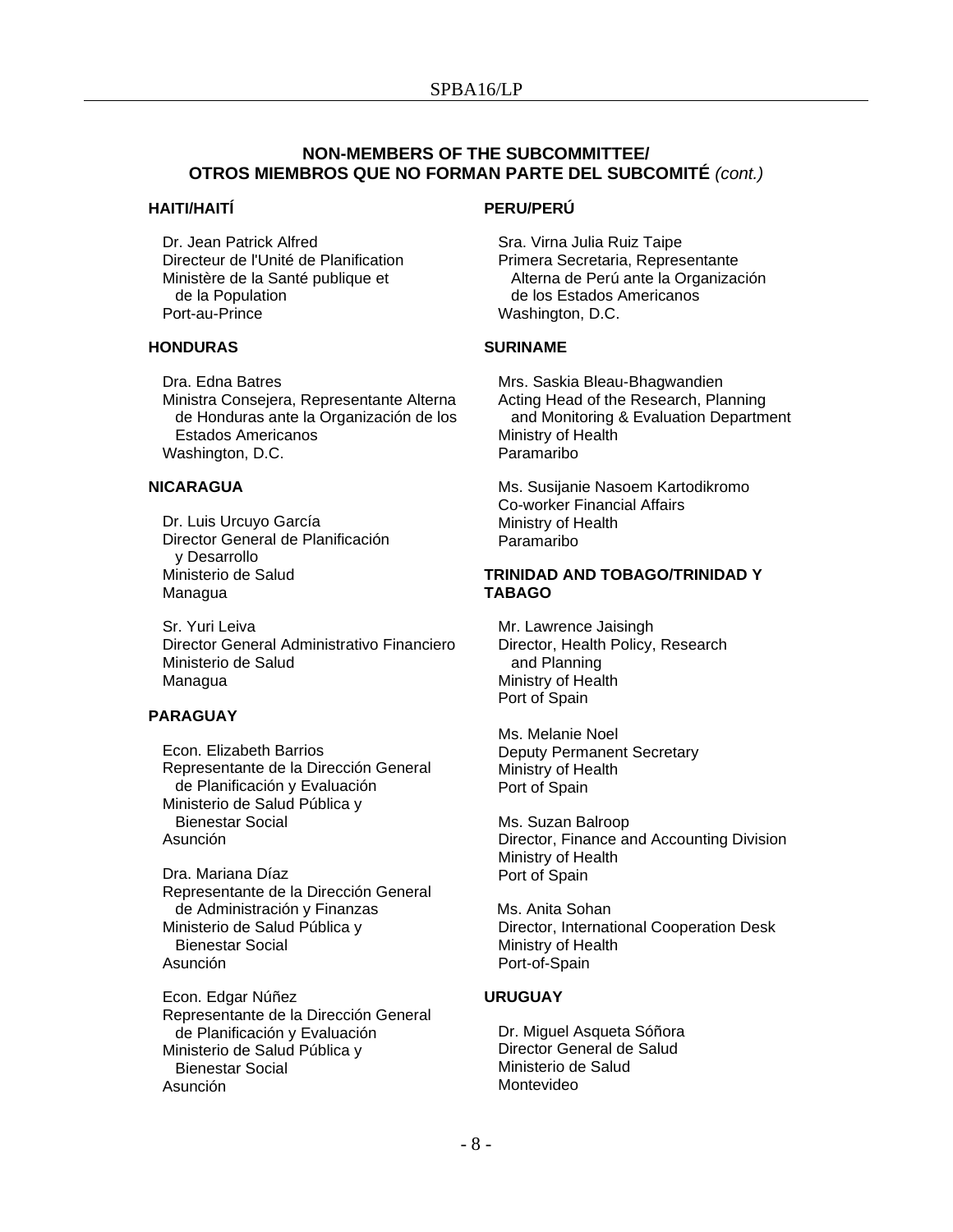## NON-MEMBERS OF THE SUBCOMMITTEE/ OTROS MIEMBROS QUE NO FORMAN PARTE DEL SUBCOMITÉ *(cont.)*

**HAITI/HAITÍ**

Dr. Jean Patrick Alfred
Directeur de l'Unité de Planification
Ministère de la Santé publique et de la Population
Port-au-Prince

**HONDURAS**

Dra. Edna Batres
Ministra Consejera, Representante Alterna de Honduras ante la Organización de los Estados Americanos
Washington, D.C.

**NICARAGUA**

Dr. Luis Urcuyo García
Director General de Planificación y Desarrollo
Ministerio de Salud
Managua

Sr. Yuri Leiva
Director General Administrativo Financiero
Ministerio de Salud
Managua

**PARAGUAY**

Econ. Elizabeth Barrios
Representante de la Dirección General de Planificación y Evaluación
Ministerio de Salud Pública y Bienestar Social
Asunción

Dra. Mariana Díaz
Representante de la Dirección General de Administración y Finanzas
Ministerio de Salud Pública y Bienestar Social
Asunción

Econ. Edgar Núñez
Representante de la Dirección General de Planificación y Evaluación
Ministerio de Salud Pública y Bienestar Social
Asunción

**PERU/PERÚ**

Sra. Virna Julia Ruiz Taipe
Primera Secretaria, Representante Alterna de Perú ante la Organización de los Estados Americanos
Washington, D.C.

**SURINAME**

Mrs. Saskia Bleau-Bhagwandien
Acting Head of the Research, Planning and Monitoring & Evaluation Department
Ministry of Health
Paramaribo

Ms. Susijanie Nasoem Kartodikromo
Co-worker Financial Affairs
Ministry of Health
Paramaribo

**TRINIDAD AND TOBAGO/TRINIDAD Y TABAGO**

Mr. Lawrence Jaisingh
Director, Health Policy, Research and Planning
Ministry of Health
Port of Spain

Ms. Melanie Noel
Deputy Permanent Secretary
Ministry of Health
Port of Spain

Ms. Suzan Balroop
Director, Finance and Accounting Division
Ministry of Health
Port of Spain

Ms. Anita Sohan
Director, International Cooperation Desk
Ministry of Health
Port-of-Spain

**URUGUAY**

Dr. Miguel Asqueta Sóñora
Director General de Salud
Ministerio de Salud
Montevideo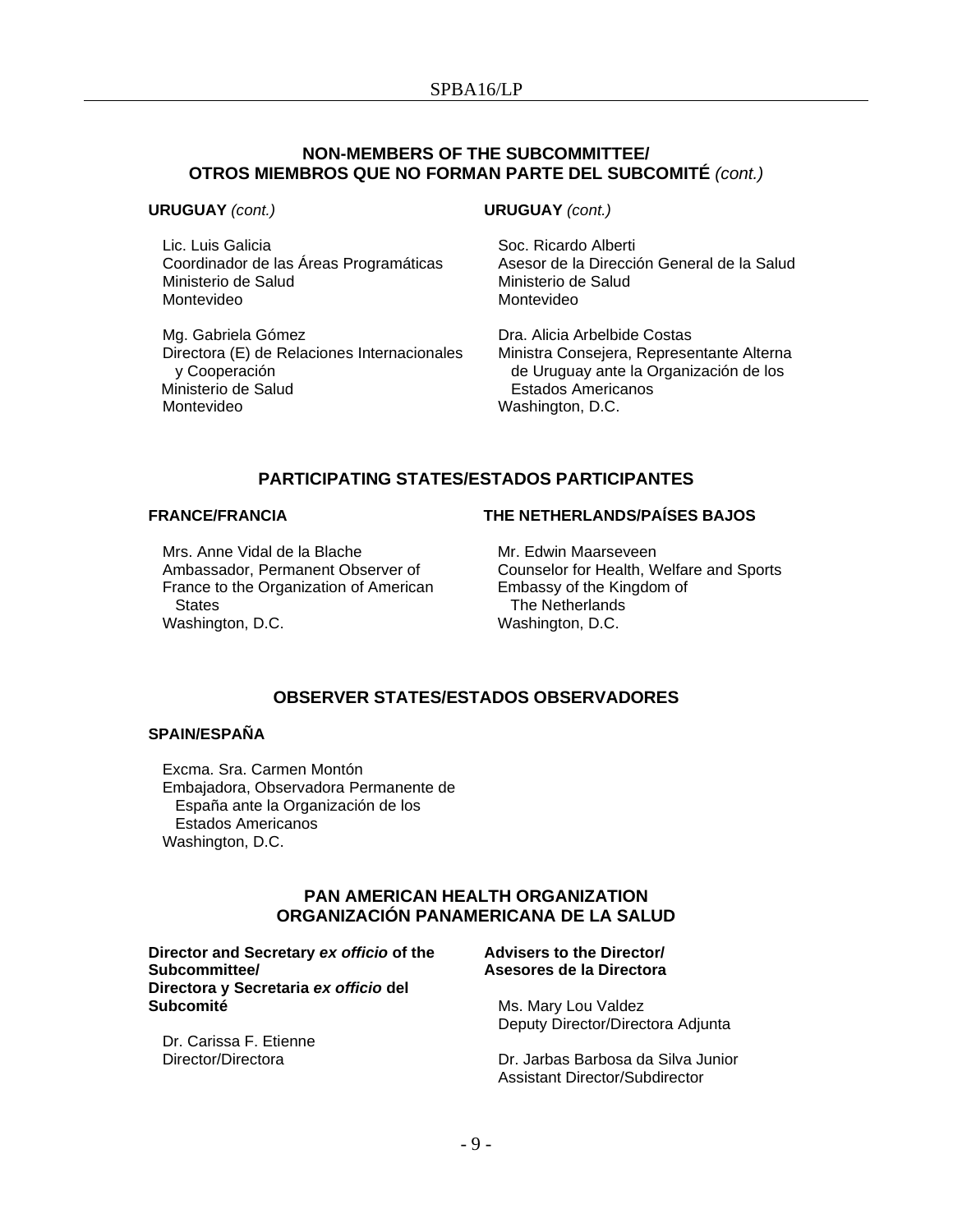## NON-MEMBERS OF THE SUBCOMMITTEE/ OTROS MIEMBROS QUE NO FORMAN PARTE DEL SUBCOMITÉ *(cont.)*

**URUGUAY** *(cont.)*

Lic. Luis Galicia
Coordinador de las Áreas Programáticas
Ministerio de Salud
Montevideo

Mg. Gabriela Gómez
Directora (E) de Relaciones Internacionales y Cooperación
Ministerio de Salud
Montevideo

**URUGUAY** *(cont.)*

Soc. Ricardo Alberti
Asesor de la Dirección General de la Salud
Ministerio de Salud
Montevideo

Dra. Alicia Arbelbide Costas
Ministra Consejera, Representante Alterna de Uruguay ante la Organización de los Estados Americanos
Washington, D.C.

## PARTICIPATING STATES/ESTADOS PARTICIPANTES

**FRANCE/FRANCIA**

Mrs. Anne Vidal de la Blache
Ambassador, Permanent Observer of France to the Organization of American States
Washington, D.C.

**THE NETHERLANDS/PAÍSES BAJOS**

Mr. Edwin Maarseveen
Counselor for Health, Welfare and Sports
Embassy of the Kingdom of The Netherlands
Washington, D.C.

## OBSERVER STATES/ESTADOS OBSERVADORES

**SPAIN/ESPAÑA**

Excma. Sra. Carmen Montón
Embajadora, Observadora Permanente de España ante la Organización de los Estados Americanos
Washington, D.C.

## PAN AMERICAN HEALTH ORGANIZATION ORGANIZACIÓN PANAMERICANA DE LA SALUD

**Director and Secretary *ex officio* of the Subcommittee/ Directora y Secretaria *ex officio* del Subcomité**

Dr. Carissa F. Etienne
Director/Directora

**Advisers to the Director/ Asesores de la Directora**

Ms. Mary Lou Valdez
Deputy Director/Directora Adjunta

Dr. Jarbas Barbosa da Silva Junior
Assistant Director/Subdirector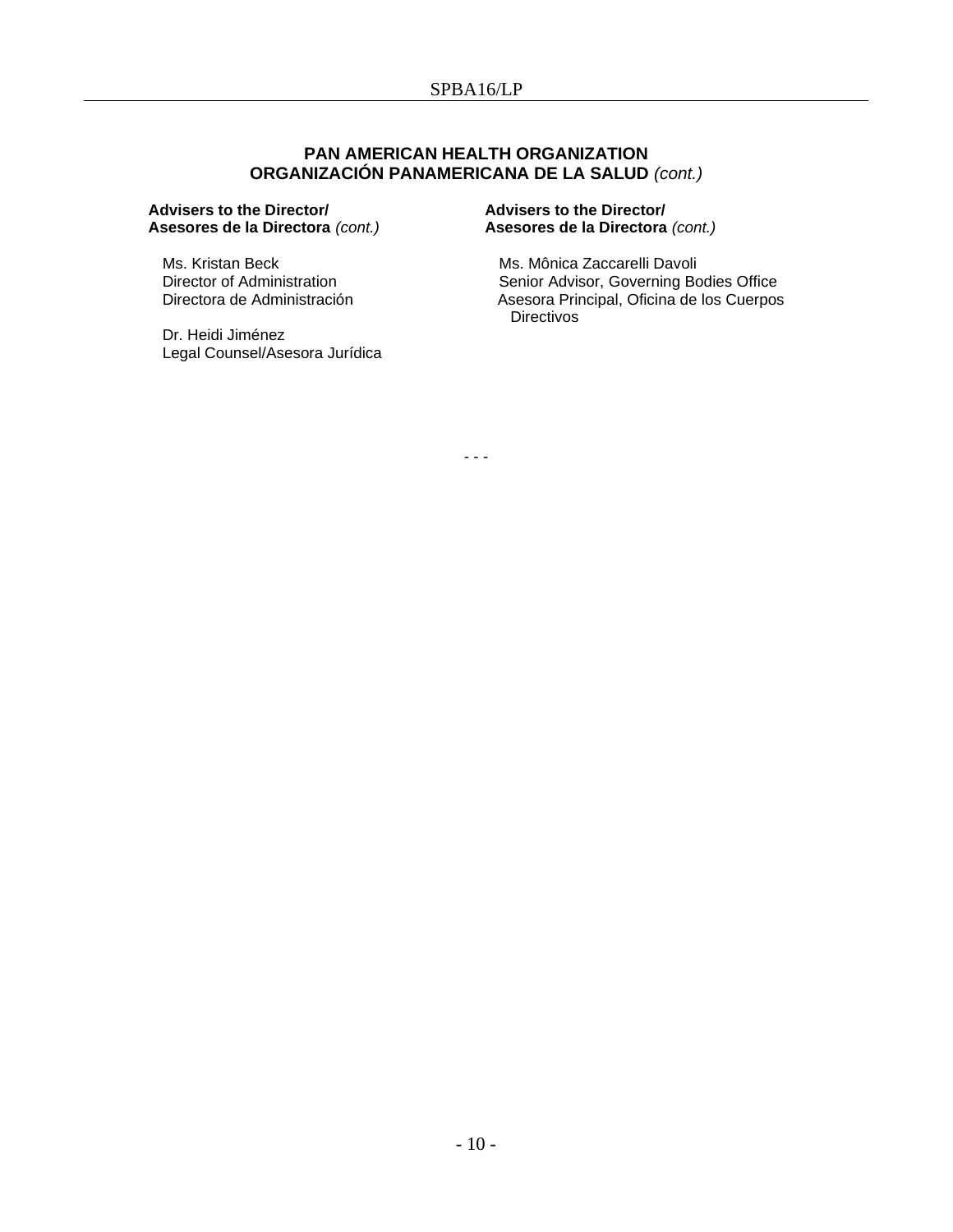**PAN AMERICAN HEALTH ORGANIZATION**
**ORGANIZACIÓN PANAMERICANA DE LA SALUD** *(cont.)*

**Advisers to the Director/**
**Asesores de la Directora** *(cont.)*

Ms. Kristan Beck
Director of Administration
Directora de Administración

Dr. Heidi Jiménez
Legal Counsel/Asesora Jurídica

**Advisers to the Director/**
**Asesores de la Directora** *(cont.)*

Ms. Mônica Zaccarelli Davoli
Senior Advisor, Governing Bodies Office
Asesora Principal, Oficina de los Cuerpos Directivos

- - -